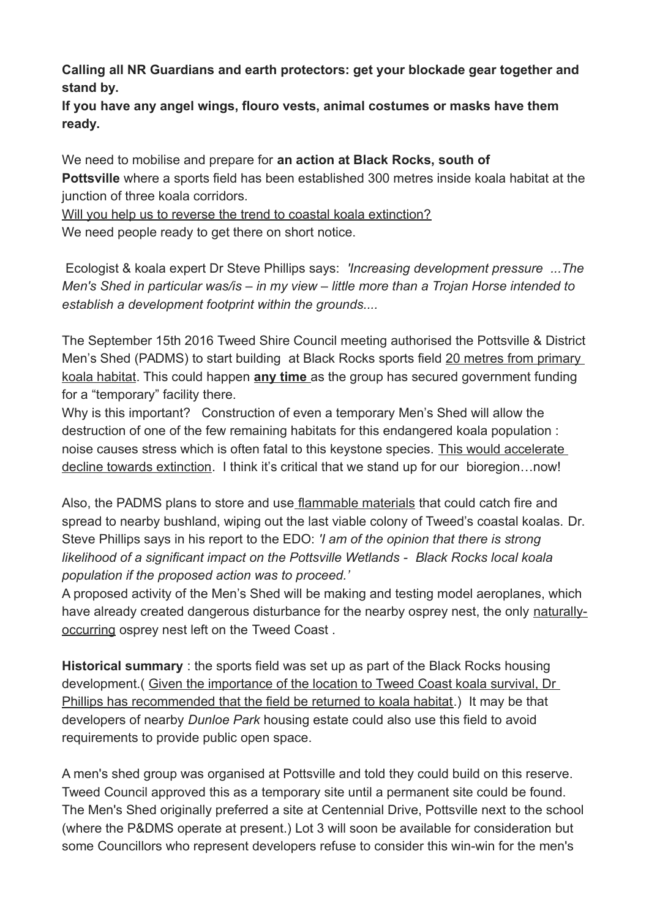**Calling all NR Guardians and earth protectors: get your blockade gear together and stand by.**
**If you have any angel wings, flouro vests, animal costumes or masks have them ready.**

We need to mobilise and prepare for **an action at Black Rocks, south of Pottsville** where a sports field has been established 300 metres inside koala habitat at the junction of three koala corridors.
Will you help us to reverse the trend to coastal koala extinction?
We need people ready to get there on short notice.

Ecologist & koala expert Dr Steve Phillips says: *'Increasing development pressure ...The Men's Shed in particular was/is – in my view – little more than a Trojan Horse intended to establish a development footprint within the grounds....*

The September 15th 2016 Tweed Shire Council meeting authorised the Pottsville & District Men's Shed (PADMS) to start building at Black Rocks sports field 20 metres from primary koala habitat. This could happen **any time** as the group has secured government funding for a "temporary" facility there.
Why is this important? Construction of even a temporary Men's Shed will allow the destruction of one of the few remaining habitats for this endangered koala population : noise causes stress which is often fatal to this keystone species. This would accelerate decline towards extinction. I think it's critical that we stand up for our bioregion…now!

Also, the PADMS plans to store and use flammable materials that could catch fire and spread to nearby bushland, wiping out the last viable colony of Tweed's coastal koalas. Dr. Steve Phillips says in his report to the EDO: *'I am of the opinion that there is strong likelihood of a significant impact on the Pottsville Wetlands - Black Rocks local koala population if the proposed action was to proceed.'*
A proposed activity of the Men's Shed will be making and testing model aeroplanes, which have already created dangerous disturbance for the nearby osprey nest, the only naturally-occurring osprey nest left on the Tweed Coast .

**Historical summary** : the sports field was set up as part of the Black Rocks housing development.( Given the importance of the location to Tweed Coast koala survival, Dr Phillips has recommended that the field be returned to koala habitat.) It may be that developers of nearby *Dunloe Park* housing estate could also use this field to avoid requirements to provide public open space.

A men's shed group was organised at Pottsville and told they could build on this reserve. Tweed Council approved this as a temporary site until a permanent site could be found. The Men's Shed originally preferred a site at Centennial Drive, Pottsville next to the school (where the P&DMS operate at present.) Lot 3 will soon be available for consideration but some Councillors who represent developers refuse to consider this win-win for the men's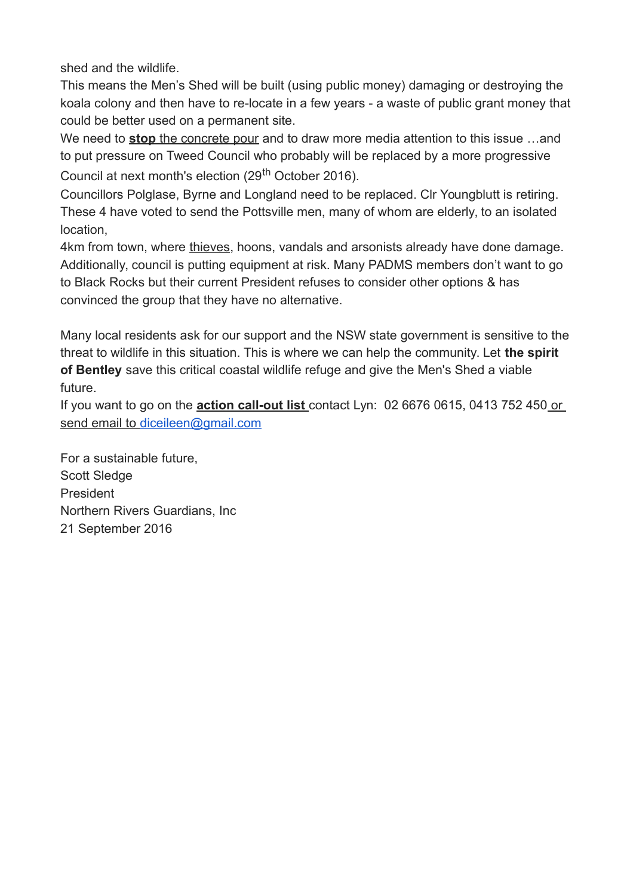shed and the wildlife.

This means the Men's Shed will be built (using public money) damaging or destroying the koala colony and then have to re-locate in a few years - a waste of public grant money that could be better used on a permanent site.

We need to **stop** the concrete pour and to draw more media attention to this issue …and to put pressure on Tweed Council who probably will be replaced by a more progressive Council at next month's election (29th October 2016).

Councillors Polglase, Byrne and Longland need to be replaced. Clr Youngblutt is retiring. These 4 have voted to send the Pottsville men, many of whom are elderly, to an isolated location,

4km from town, where thieves, hoons, vandals and arsonists already have done damage. Additionally, council is putting equipment at risk. Many PADMS members don't want to go to Black Rocks but their current President refuses to consider other options & has convinced the group that they have no alternative.

Many local residents ask for our support and the NSW state government is sensitive to the threat to wildlife in this situation. This is where we can help the community. Let **the spirit of Bentley** save this critical coastal wildlife refuge and give the Men's Shed a viable future.

If you want to go on the **action call-out list** contact Lyn: 02 6676 0615, 0413 752 450 or send email to diceileen@gmail.com

For a sustainable future,
Scott Sledge
President
Northern Rivers Guardians, Inc
21 September 2016